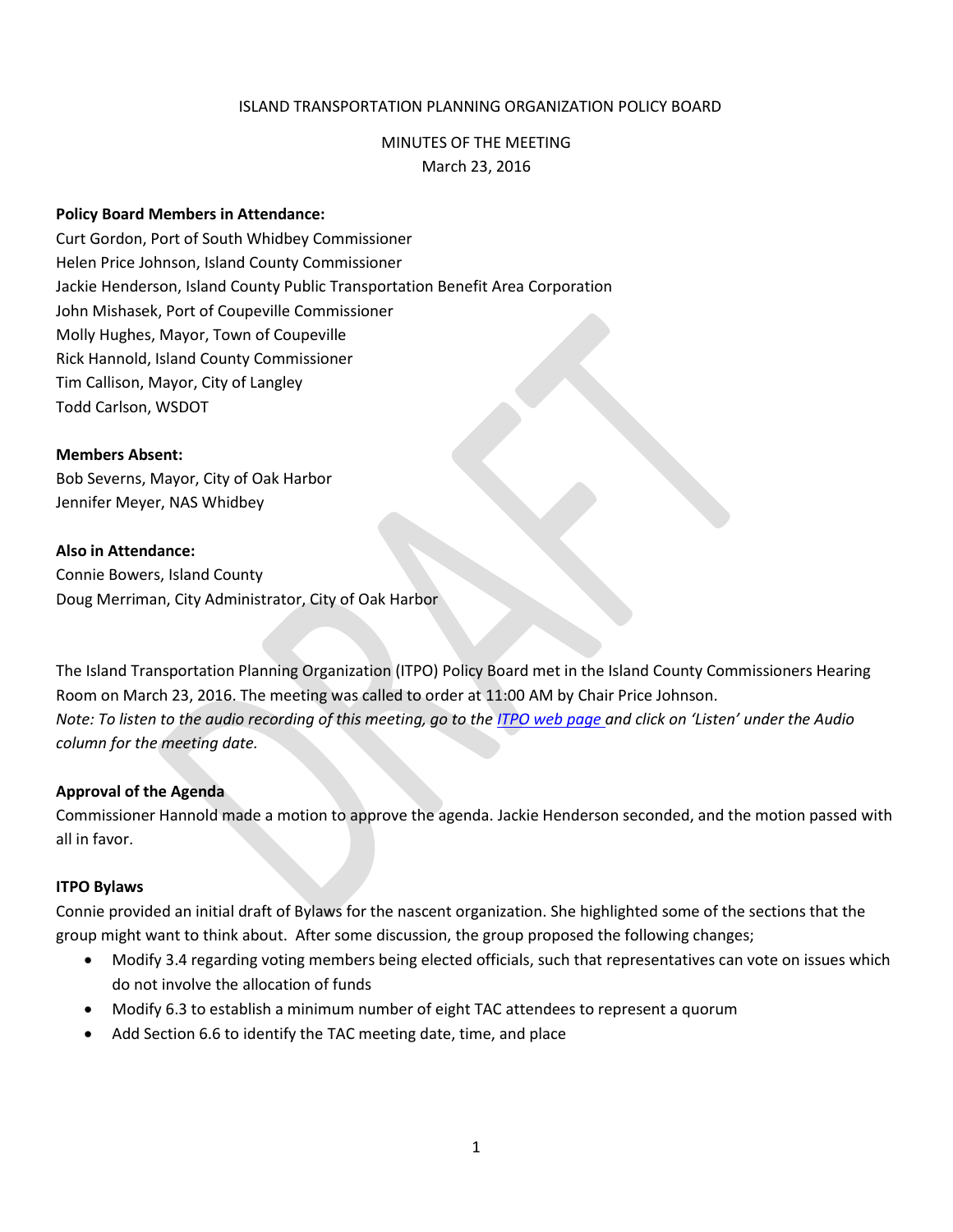ISLAND TRANSPORTATION PLANNING ORGANIZATION POLICY BOARD

MINUTES OF THE MEETING
March 23, 2016

**Policy Board Members in Attendance:**
Curt Gordon, Port of South Whidbey Commissioner
Helen Price Johnson, Island County Commissioner
Jackie Henderson, Island County Public Transportation Benefit Area Corporation
John Mishasek, Port of Coupeville Commissioner
Molly Hughes, Mayor, Town of Coupeville
Rick Hannold, Island County Commissioner
Tim Callison, Mayor, City of Langley
Todd Carlson, WSDOT

**Members Absent:**
Bob Severns, Mayor, City of Oak Harbor
Jennifer Meyer, NAS Whidbey

**Also in Attendance:**
Connie Bowers, Island County
Doug Merriman, City Administrator, City of Oak Harbor

The Island Transportation Planning Organization (ITPO) Policy Board met in the Island County Commissioners Hearing Room on March 23, 2016. The meeting was called to order at 11:00 AM by Chair Price Johnson.
*Note: To listen to the audio recording of this meeting, go to the ITPO web page and click on 'Listen' under the Audio column for the meeting date.*

**Approval of the Agenda**
Commissioner Hannold made a motion to approve the agenda. Jackie Henderson seconded, and the motion passed with all in favor.

**ITPO Bylaws**
Connie provided an initial draft of Bylaws for the nascent organization. She highlighted some of the sections that the group might want to think about. After some discussion, the group proposed the following changes;

- Modify 3.4 regarding voting members being elected officials, such that representatives can vote on issues which do not involve the allocation of funds
- Modify 6.3 to establish a minimum number of eight TAC attendees to represent a quorum
- Add Section 6.6 to identify the TAC meeting date, time, and place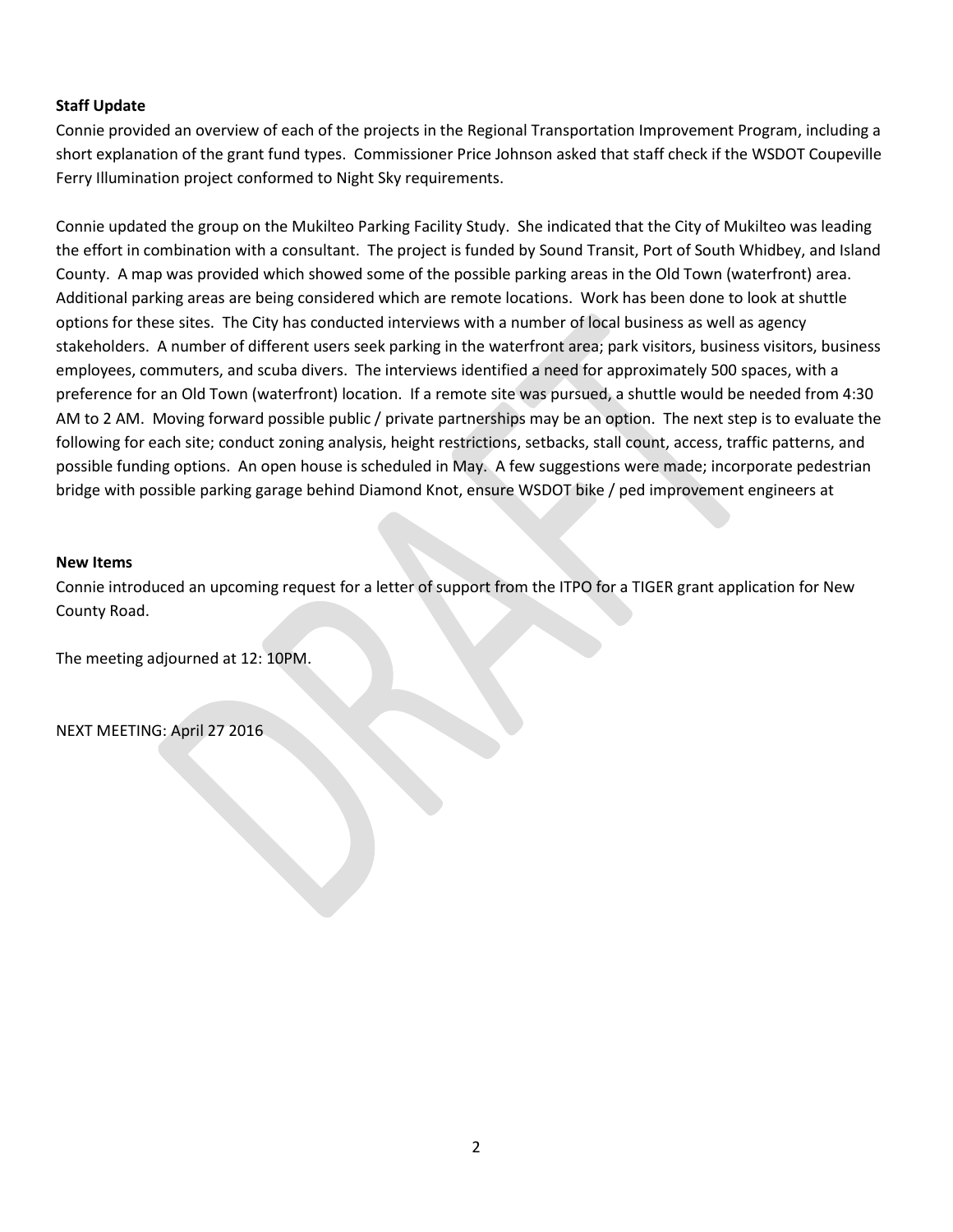**Staff Update**

Connie provided an overview of each of the projects in the Regional Transportation Improvement Program, including a short explanation of the grant fund types. Commissioner Price Johnson asked that staff check if the WSDOT Coupeville Ferry Illumination project conformed to Night Sky requirements.

Connie updated the group on the Mukilteo Parking Facility Study. She indicated that the City of Mukilteo was leading the effort in combination with a consultant. The project is funded by Sound Transit, Port of South Whidbey, and Island County. A map was provided which showed some of the possible parking areas in the Old Town (waterfront) area. Additional parking areas are being considered which are remote locations. Work has been done to look at shuttle options for these sites. The City has conducted interviews with a number of local business as well as agency stakeholders. A number of different users seek parking in the waterfront area; park visitors, business visitors, business employees, commuters, and scuba divers. The interviews identified a need for approximately 500 spaces, with a preference for an Old Town (waterfront) location. If a remote site was pursued, a shuttle would be needed from 4:30 AM to 2 AM. Moving forward possible public / private partnerships may be an option. The next step is to evaluate the following for each site; conduct zoning analysis, height restrictions, setbacks, stall count, access, traffic patterns, and possible funding options. An open house is scheduled in May. A few suggestions were made; incorporate pedestrian bridge with possible parking garage behind Diamond Knot, ensure WSDOT bike / ped improvement engineers at

**New Items**

Connie introduced an upcoming request for a letter of support from the ITPO for a TIGER grant application for New County Road.

The meeting adjourned at 12: 10PM.

NEXT MEETING: April 27 2016